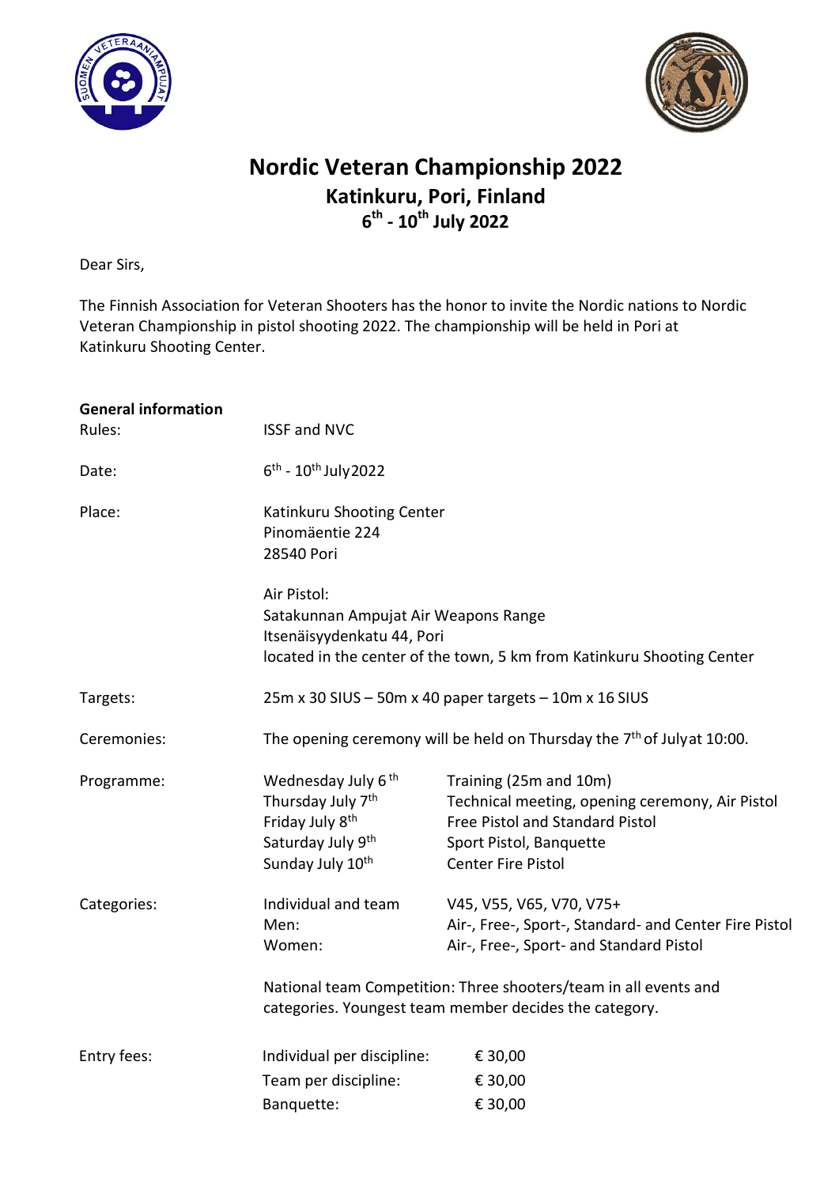# Nordic Veteran Championship 2022

## Katinkuru, Pori, Finland

## 6th - 10th July 2022

Dear Sirs,

The Finnish Association for Veteran Shooters has the honor to invite the Nordic nations to Nordic Veteran Championship in pistol shooting 2022. The championship will be held in Pori at Katinkuru Shooting Center.

**General information**

| | | |
|---|---|---|
| Rules: | ISSF and NVC | |
| Date: | 6th - 10th July 2022 | |
| Place: | Katinkuru Shooting Center<br>Pinomäentie 224<br>28540 Pori<br><br>Air Pistol:<br>Satakunnan Ampujat Air Weapons Range<br>Itsenäisyydenkatu 44, Pori<br>located in the center of the town, 5 km from Katinkuru Shooting Center | |
| Targets: | 25m x 30 SIUS – 50m x 40 paper targets – 10m x 16 SIUS | |
| Ceremonies: | The opening ceremony will be held on Thursday the 7th of July at 10:00. | |
| Programme: | Wednesday July 6th | Training (25m and 10m) |
| | Thursday July 7th | Technical meeting, opening ceremony, Air Pistol |
| | Friday July 8th | Free Pistol and Standard Pistol |
| | Saturday July 9th | Sport Pistol, Banquette |
| | Sunday July 10th | Center Fire Pistol |
| Categories: | Individual and team | V45, V55, V65, V70, V75+ |
| | Men: | Air-, Free-, Sport-, Standard- and Center Fire Pistol |
| | Women: | Air-, Free-, Sport- and Standard Pistol |
| | National team Competition: Three shooters/team in all events and categories. Youngest team member decides the category. | |
| Entry fees: | Individual per discipline: | € 30,00 |
| | Team per discipline: | € 30,00 |
| | Banquette: | € 30,00 |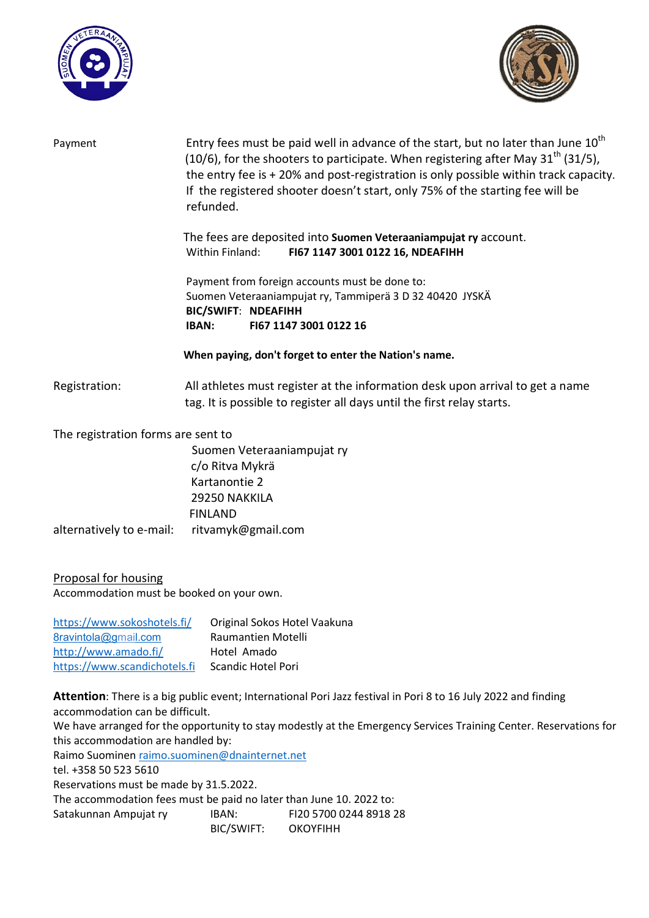Payment

Entry fees must be paid well in advance of the start, but no later than June 10th (10/6), for the shooters to participate. When registering after May 31th (31/5), the entry fee is + 20% and post-registration is only possible within track capacity. If the registered shooter doesn't start, only 75% of the starting fee will be refunded.

The fees are deposited into **Suomen Veteraaniampujat ry** account.
Within Finland: **FI67 1147 3001 0122 16, NDEAFIHH**

Payment from foreign accounts must be done to:
Suomen Veteraaniampujat ry, Tammiperä 3 D 32 40420 JYSKÄ
**BIC/SWIFT**: **NDEAFIHH**
**IBAN: FI67 1147 3001 0122 16**

**When paying, don't forget to enter the Nation's name.**

Registration:

All athletes must register at the information desk upon arrival to get a name tag. It is possible to register all days until the first relay starts.

The registration forms are sent to

Suomen Veteraaniampujat ry
c/o Ritva Mykrä
Kartanontie 2
29250 NAKKILA
FINLAND

alternatively to e-mail: ritvamyk@gmail.com

Proposal for housing

Accommodation must be booked on your own.

| | |
|---|---|
| https://www.sokoshotels.fi/ | Original Sokos Hotel Vaakuna |
| 8ravintola@gmail.com | Raumantien Motelli |
| http://www.amado.fi/ | Hotel Amado |
| https://www.scandichotels.fi | Scandic Hotel Pori |

**Attention**: There is a big public event; International Pori Jazz festival in Pori 8 to 16 July 2022 and finding accommodation can be difficult.
We have arranged for the opportunity to stay modestly at the Emergency Services Training Center. Reservations for this accommodation are handled by:
Raimo Suominen raimo.suominen@dnainternet.net
tel. +358 50 523 5610
Reservations must be made by 31.5.2022.
The accommodation fees must be paid no later than June 10. 2022 to:

| | | |
|---|---|---|
| Satakunnan Ampujat ry | IBAN: | FI20 5700 0244 8918 28 |
| | BIC/SWIFT: | OKOYFIHH |